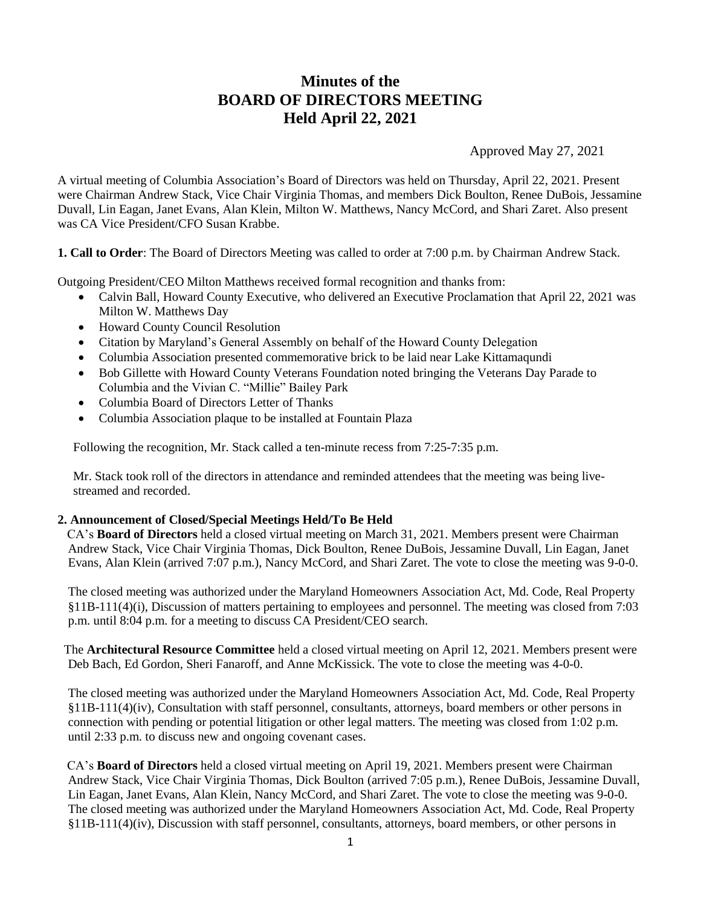# Minutes of the BOARD OF DIRECTORS MEETING Held April 22, 2021

Approved May 27, 2021

A virtual meeting of Columbia Association's Board of Directors was held on Thursday, April 22, 2021. Present were Chairman Andrew Stack, Vice Chair Virginia Thomas, and members Dick Boulton, Renee DuBois, Jessamine Duvall, Lin Eagan, Janet Evans, Alan Klein, Milton W. Matthews, Nancy McCord, and Shari Zaret. Also present was CA Vice President/CFO Susan Krabbe.

**1. Call to Order**: The Board of Directors Meeting was called to order at 7:00 p.m. by Chairman Andrew Stack.

Outgoing President/CEO Milton Matthews received formal recognition and thanks from:

- Calvin Ball, Howard County Executive, who delivered an Executive Proclamation that April 22, 2021 was Milton W. Matthews Day
- Howard County Council Resolution
- Citation by Maryland's General Assembly on behalf of the Howard County Delegation
- Columbia Association presented commemorative brick to be laid near Lake Kittamaqundi
- Bob Gillette with Howard County Veterans Foundation noted bringing the Veterans Day Parade to Columbia and the Vivian C. "Millie" Bailey Park
- Columbia Board of Directors Letter of Thanks
- Columbia Association plaque to be installed at Fountain Plaza

Following the recognition, Mr. Stack called a ten-minute recess from 7:25-7:35 p.m.

Mr. Stack took roll of the directors in attendance and reminded attendees that the meeting was being live-streamed and recorded.

**2. Announcement of Closed/Special Meetings Held/To Be Held**

CA's **Board of Directors** held a closed virtual meeting on March 31, 2021. Members present were Chairman Andrew Stack, Vice Chair Virginia Thomas, Dick Boulton, Renee DuBois, Jessamine Duvall, Lin Eagan, Janet Evans, Alan Klein (arrived 7:07 p.m.), Nancy McCord, and Shari Zaret. The vote to close the meeting was 9-0-0.

The closed meeting was authorized under the Maryland Homeowners Association Act, Md. Code, Real Property §11B-111(4)(i), Discussion of matters pertaining to employees and personnel. The meeting was closed from 7:03 p.m. until 8:04 p.m. for a meeting to discuss CA President/CEO search.

The **Architectural Resource Committee** held a closed virtual meeting on April 12, 2021. Members present were Deb Bach, Ed Gordon, Sheri Fanaroff, and Anne McKissick. The vote to close the meeting was 4-0-0.

The closed meeting was authorized under the Maryland Homeowners Association Act, Md. Code, Real Property §11B-111(4)(iv), Consultation with staff personnel, consultants, attorneys, board members or other persons in connection with pending or potential litigation or other legal matters. The meeting was closed from 1:02 p.m. until 2:33 p.m. to discuss new and ongoing covenant cases.

CA's **Board of Directors** held a closed virtual meeting on April 19, 2021. Members present were Chairman Andrew Stack, Vice Chair Virginia Thomas, Dick Boulton (arrived 7:05 p.m.), Renee DuBois, Jessamine Duvall, Lin Eagan, Janet Evans, Alan Klein, Nancy McCord, and Shari Zaret. The vote to close the meeting was 9-0-0. The closed meeting was authorized under the Maryland Homeowners Association Act, Md. Code, Real Property §11B-111(4)(iv), Discussion with staff personnel, consultants, attorneys, board members, or other persons in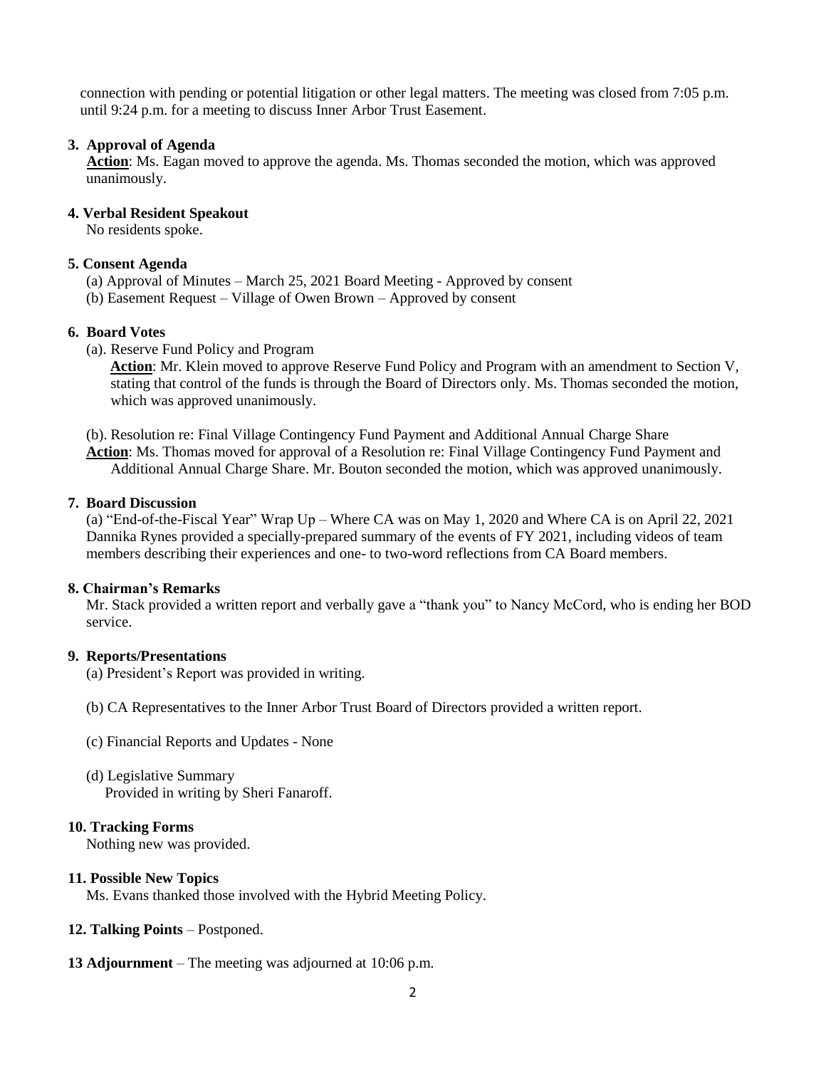connection with pending or potential litigation or other legal matters. The meeting was closed from 7:05 p.m. until 9:24 p.m. for a meeting to discuss Inner Arbor Trust Easement.

**3. Approval of Agenda**

**Action**: Ms. Eagan moved to approve the agenda. Ms. Thomas seconded the motion, which was approved unanimously.

**4. Verbal Resident Speakout**

No residents spoke.

**5. Consent Agenda**

(a) Approval of Minutes – March 25, 2021 Board Meeting - Approved by consent

(b) Easement Request – Village of Owen Brown – Approved by consent

**6. Board Votes**

(a). Reserve Fund Policy and Program

**Action**: Mr. Klein moved to approve Reserve Fund Policy and Program with an amendment to Section V, stating that control of the funds is through the Board of Directors only. Ms. Thomas seconded the motion, which was approved unanimously.

(b). Resolution re: Final Village Contingency Fund Payment and Additional Annual Charge Share

**Action**: Ms. Thomas moved for approval of a Resolution re: Final Village Contingency Fund Payment and Additional Annual Charge Share. Mr. Bouton seconded the motion, which was approved unanimously.

**7. Board Discussion**

(a) "End-of-the-Fiscal Year" Wrap Up – Where CA was on May 1, 2020 and Where CA is on April 22, 2021
Dannika Rynes provided a specially-prepared summary of the events of FY 2021, including videos of team members describing their experiences and one- to two-word reflections from CA Board members.

**8. Chairman's Remarks**

Mr. Stack provided a written report and verbally gave a "thank you" to Nancy McCord, who is ending her BOD service.

**9. Reports/Presentations**

(a) President's Report was provided in writing.

(b) CA Representatives to the Inner Arbor Trust Board of Directors provided a written report.

(c) Financial Reports and Updates - None

(d) Legislative Summary
Provided in writing by Sheri Fanaroff.

**10. Tracking Forms**

Nothing new was provided.

**11. Possible New Topics**

Ms. Evans thanked those involved with the Hybrid Meeting Policy.

**12. Talking Points** – Postponed.

**13 Adjournment** – The meeting was adjourned at 10:06 p.m.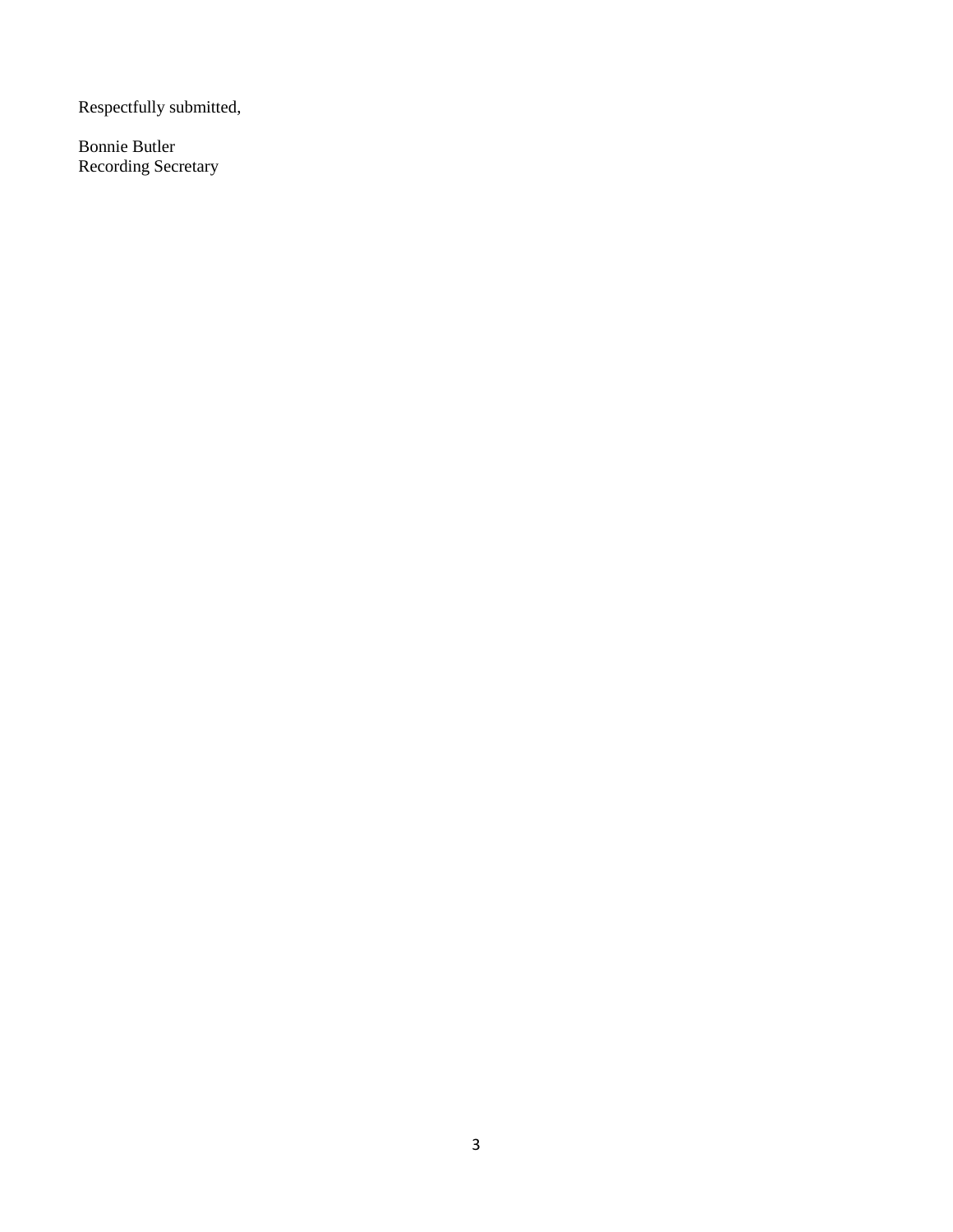Respectfully submitted,

Bonnie Butler
Recording Secretary